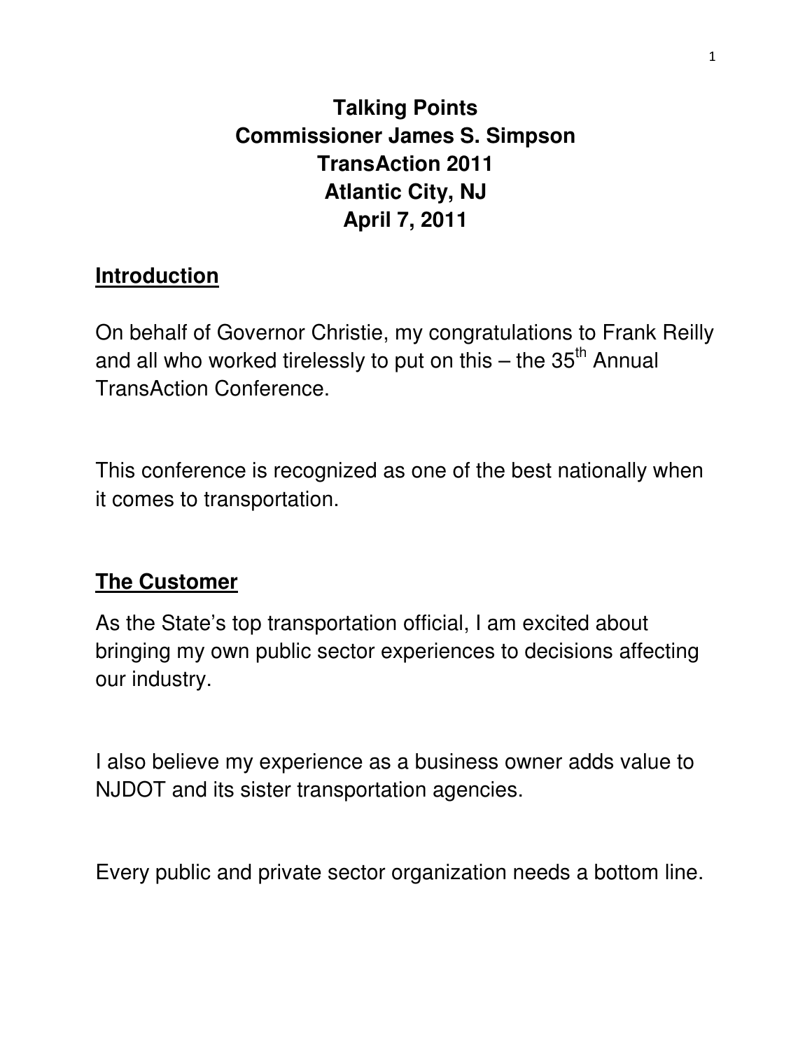# Talking Points
# Commissioner James S. Simpson
# TransAction 2011
# Atlantic City, NJ
# April 7, 2011

## Introduction

On behalf of Governor Christie, my congratulations to Frank Reilly and all who worked tirelessly to put on this – the 35th Annual TransAction Conference.

This conference is recognized as one of the best nationally when it comes to transportation.

## The Customer

As the State's top transportation official, I am excited about bringing my own public sector experiences to decisions affecting our industry.

I also believe my experience as a business owner adds value to NJDOT and its sister transportation agencies.

Every public and private sector organization needs a bottom line.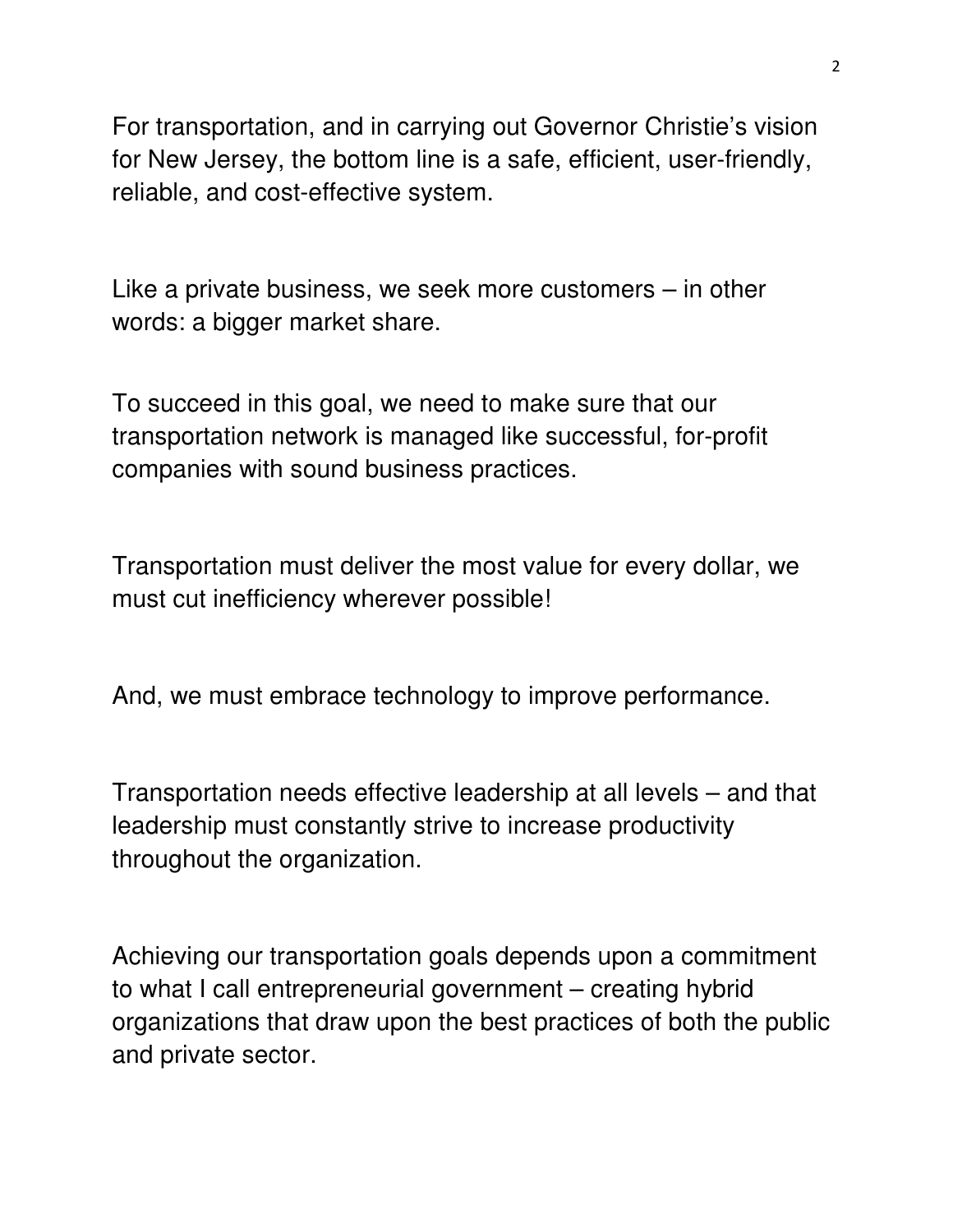For transportation, and in carrying out Governor Christie's vision for New Jersey, the bottom line is a safe, efficient, user-friendly, reliable, and cost-effective system.

Like a private business, we seek more customers – in other words: a bigger market share.

To succeed in this goal, we need to make sure that our transportation network is managed like successful, for-profit companies with sound business practices.

Transportation must deliver the most value for every dollar, we must cut inefficiency wherever possible!

And, we must embrace technology to improve performance.

Transportation needs effective leadership at all levels – and that leadership must constantly strive to increase productivity throughout the organization.

Achieving our transportation goals depends upon a commitment to what I call entrepreneurial government – creating hybrid organizations that draw upon the best practices of both the public and private sector.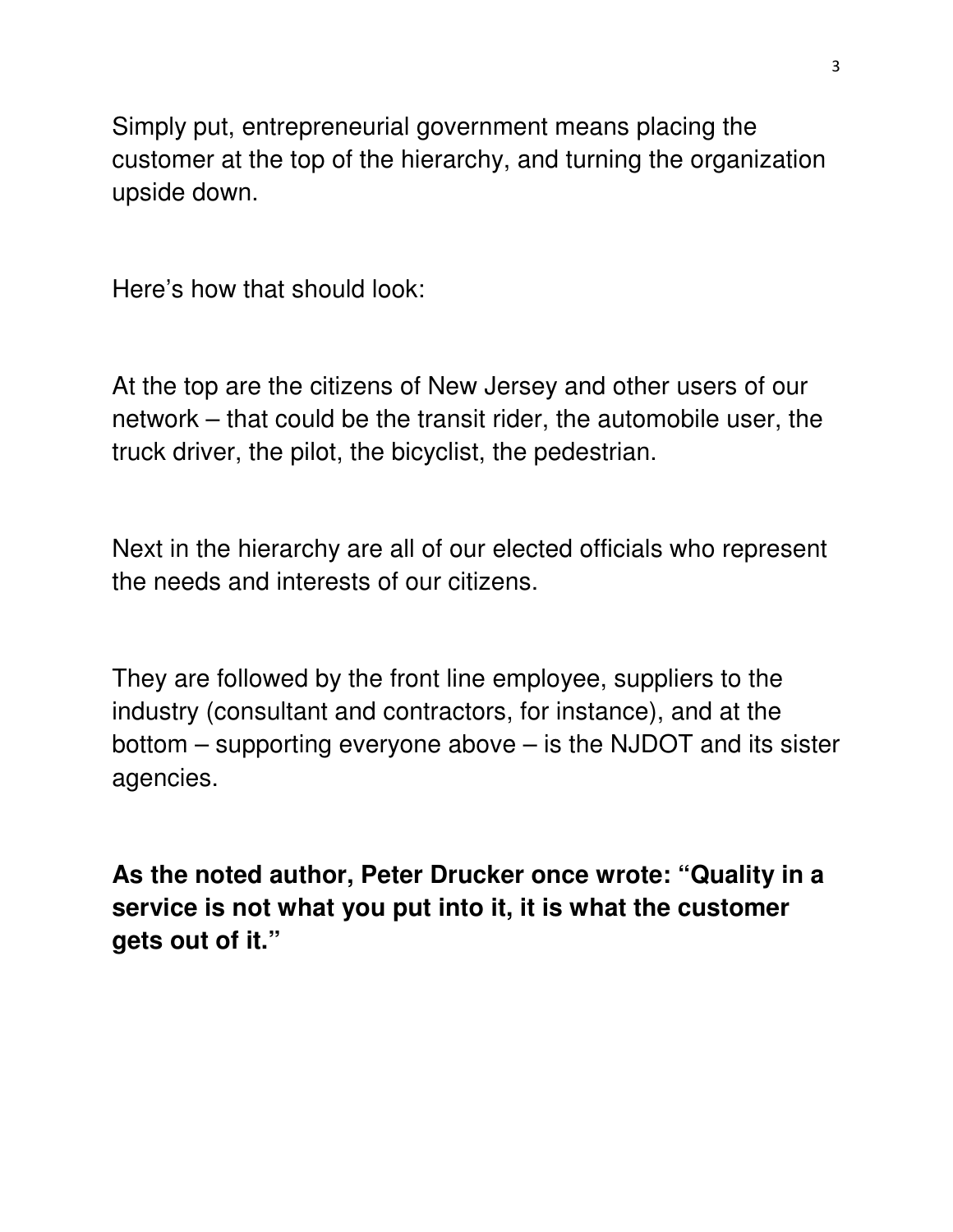Simply put, entrepreneurial government means placing the customer at the top of the hierarchy, and turning the organization upside down.

Here's how that should look:

At the top are the citizens of New Jersey and other users of our network – that could be the transit rider, the automobile user, the truck driver, the pilot, the bicyclist, the pedestrian.

Next in the hierarchy are all of our elected officials who represent the needs and interests of our citizens.

They are followed by the front line employee, suppliers to the industry (consultant and contractors, for instance), and at the bottom – supporting everyone above – is the NJDOT and its sister agencies.

**As the noted author, Peter Drucker once wrote: "Quality in a service is not what you put into it, it is what the customer gets out of it."**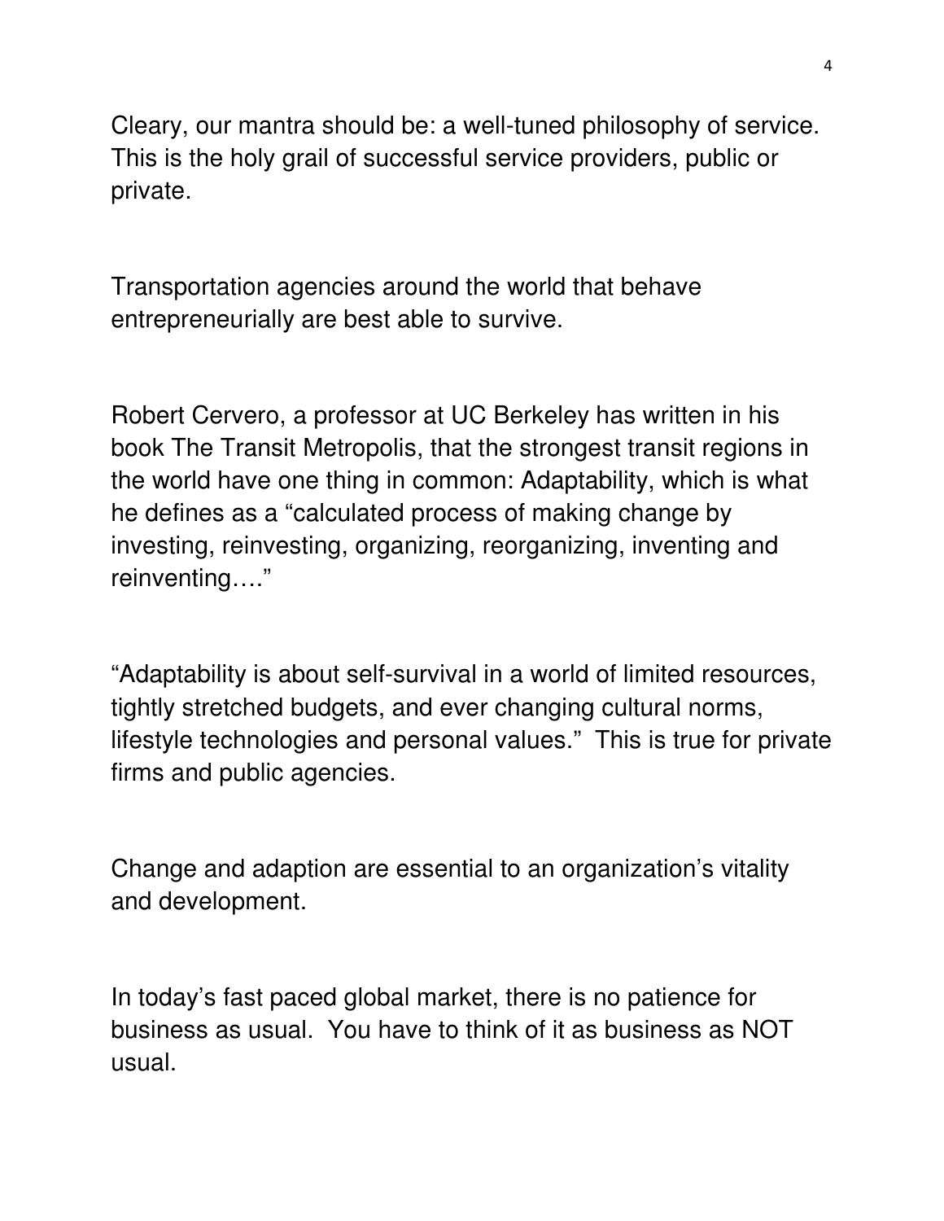Cleary, our mantra should be: a well-tuned philosophy of service. This is the holy grail of successful service providers, public or private.

Transportation agencies around the world that behave entrepreneurially are best able to survive.

Robert Cervero, a professor at UC Berkeley has written in his book The Transit Metropolis, that the strongest transit regions in the world have one thing in common: Adaptability, which is what he defines as a "calculated process of making change by investing, reinvesting, organizing, reorganizing, inventing and reinventing…."

"Adaptability is about self-survival in a world of limited resources, tightly stretched budgets, and ever changing cultural norms, lifestyle technologies and personal values." This is true for private firms and public agencies.

Change and adaption are essential to an organization's vitality and development.

In today's fast paced global market, there is no patience for business as usual. You have to think of it as business as NOT usual.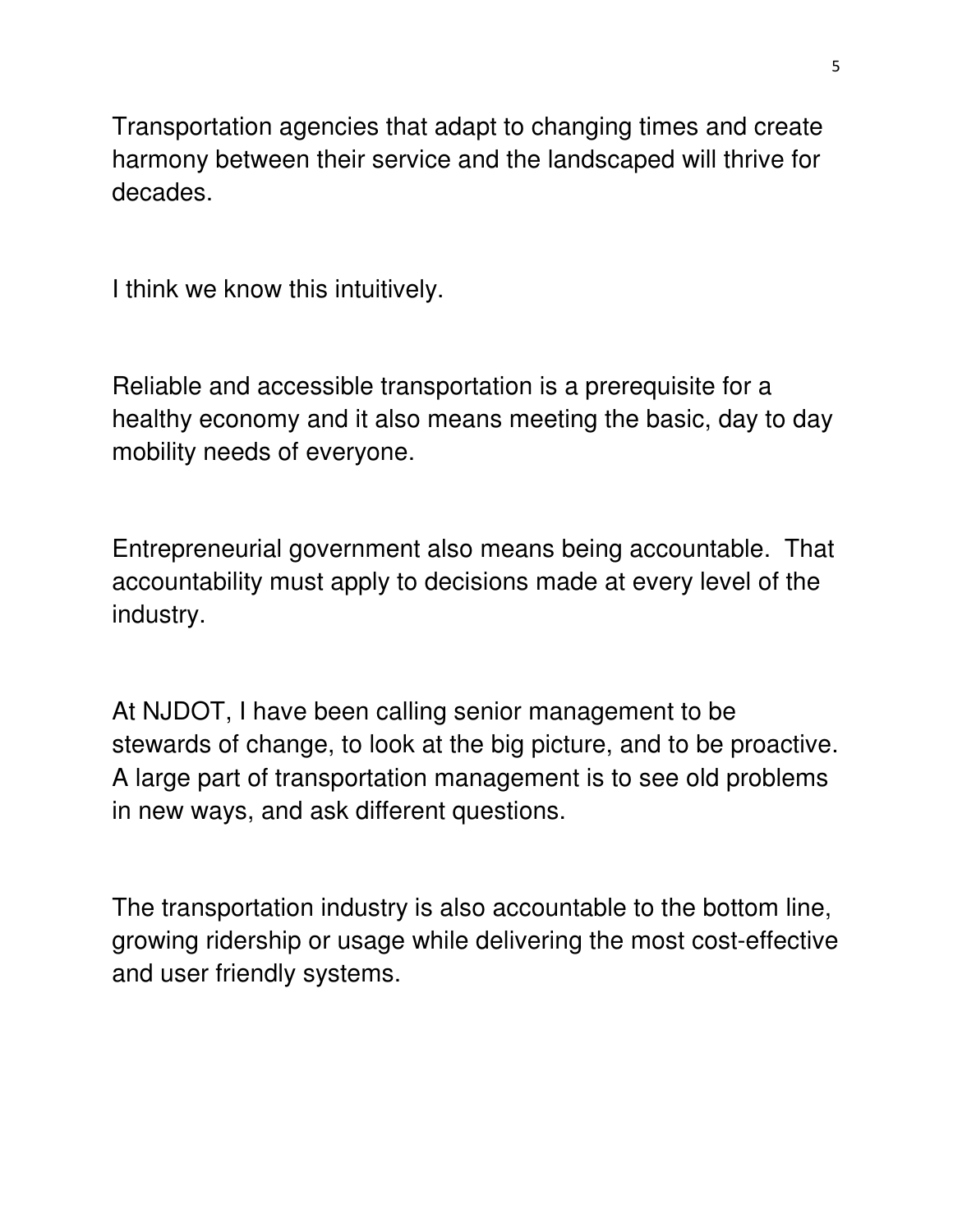Transportation agencies that adapt to changing times and create harmony between their service and the landscaped will thrive for decades.

I think we know this intuitively.

Reliable and accessible transportation is a prerequisite for a healthy economy and it also means meeting the basic, day to day mobility needs of everyone.

Entrepreneurial government also means being accountable. That accountability must apply to decisions made at every level of the industry.

At NJDOT, I have been calling senior management to be stewards of change, to look at the big picture, and to be proactive. A large part of transportation management is to see old problems in new ways, and ask different questions.

The transportation industry is also accountable to the bottom line, growing ridership or usage while delivering the most cost-effective and user friendly systems.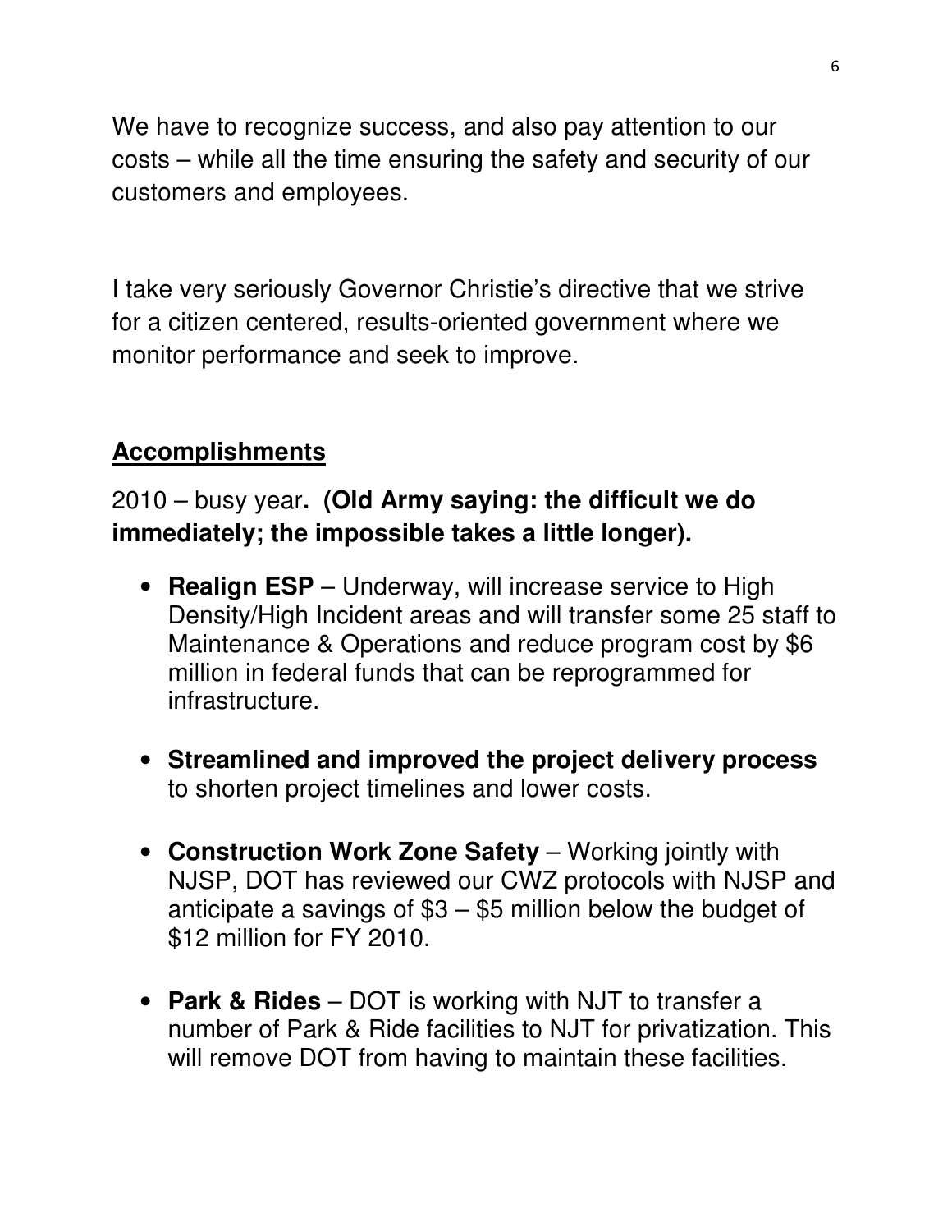We have to recognize success, and also pay attention to our costs – while all the time ensuring the safety and security of our customers and employees.

I take very seriously Governor Christie's directive that we strive for a citizen centered, results-oriented government where we monitor performance and seek to improve.

## Accomplishments

2010 – busy year**. (Old Army saying: the difficult we do immediately; the impossible takes a little longer).**

- **Realign ESP** – Underway, will increase service to High Density/High Incident areas and will transfer some 25 staff to Maintenance & Operations and reduce program cost by $6 million in federal funds that can be reprogrammed for infrastructure.

- **Streamlined and improved the project delivery process** to shorten project timelines and lower costs.

- **Construction Work Zone Safety** – Working jointly with NJSP, DOT has reviewed our CWZ protocols with NJSP and anticipate a savings of $3 – $5 million below the budget of $12 million for FY 2010.

- **Park & Rides** – DOT is working with NJT to transfer a number of Park & Ride facilities to NJT for privatization. This will remove DOT from having to maintain these facilities.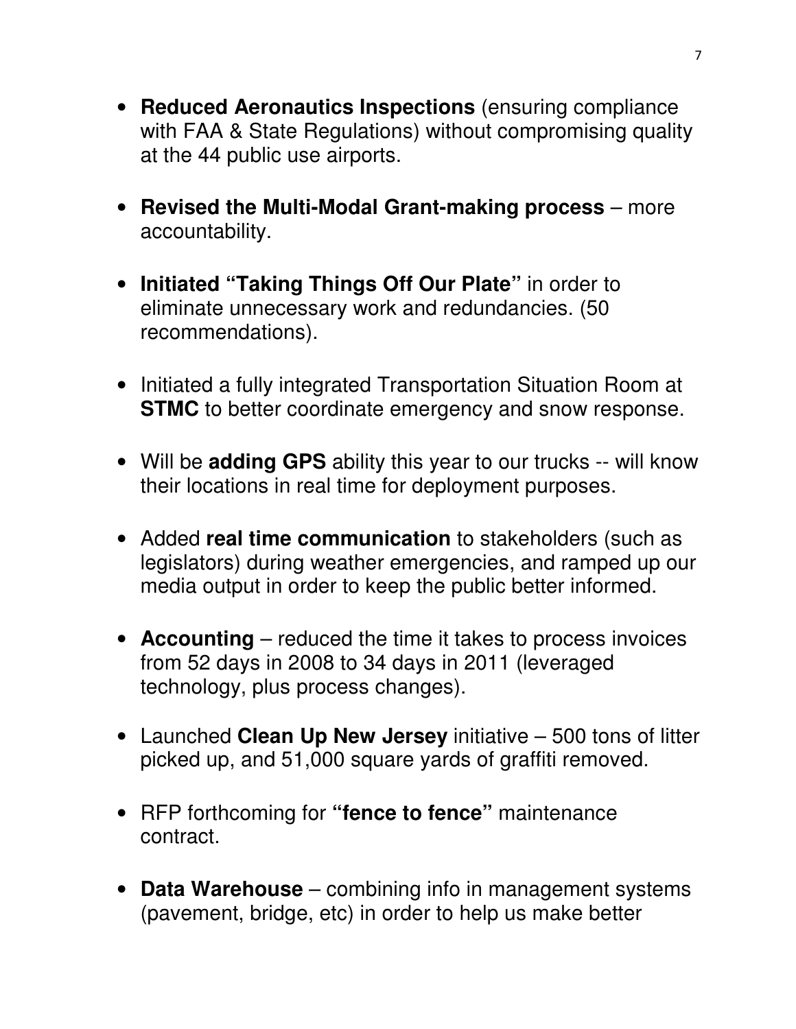- **Reduced Aeronautics Inspections** (ensuring compliance with FAA & State Regulations) without compromising quality at the 44 public use airports.

- **Revised the Multi-Modal Grant-making process** – more accountability.

- **Initiated "Taking Things Off Our Plate"** in order to eliminate unnecessary work and redundancies. (50 recommendations).

- Initiated a fully integrated Transportation Situation Room at **STMC** to better coordinate emergency and snow response.

- Will be **adding GPS** ability this year to our trucks -- will know their locations in real time for deployment purposes.

- Added **real time communication** to stakeholders (such as legislators) during weather emergencies, and ramped up our media output in order to keep the public better informed.

- **Accounting** – reduced the time it takes to process invoices from 52 days in 2008 to 34 days in 2011 (leveraged technology, plus process changes).

- Launched **Clean Up New Jersey** initiative – 500 tons of litter picked up, and 51,000 square yards of graffiti removed.

- RFP forthcoming for **"fence to fence"** maintenance contract.

- **Data Warehouse** – combining info in management systems (pavement, bridge, etc) in order to help us make better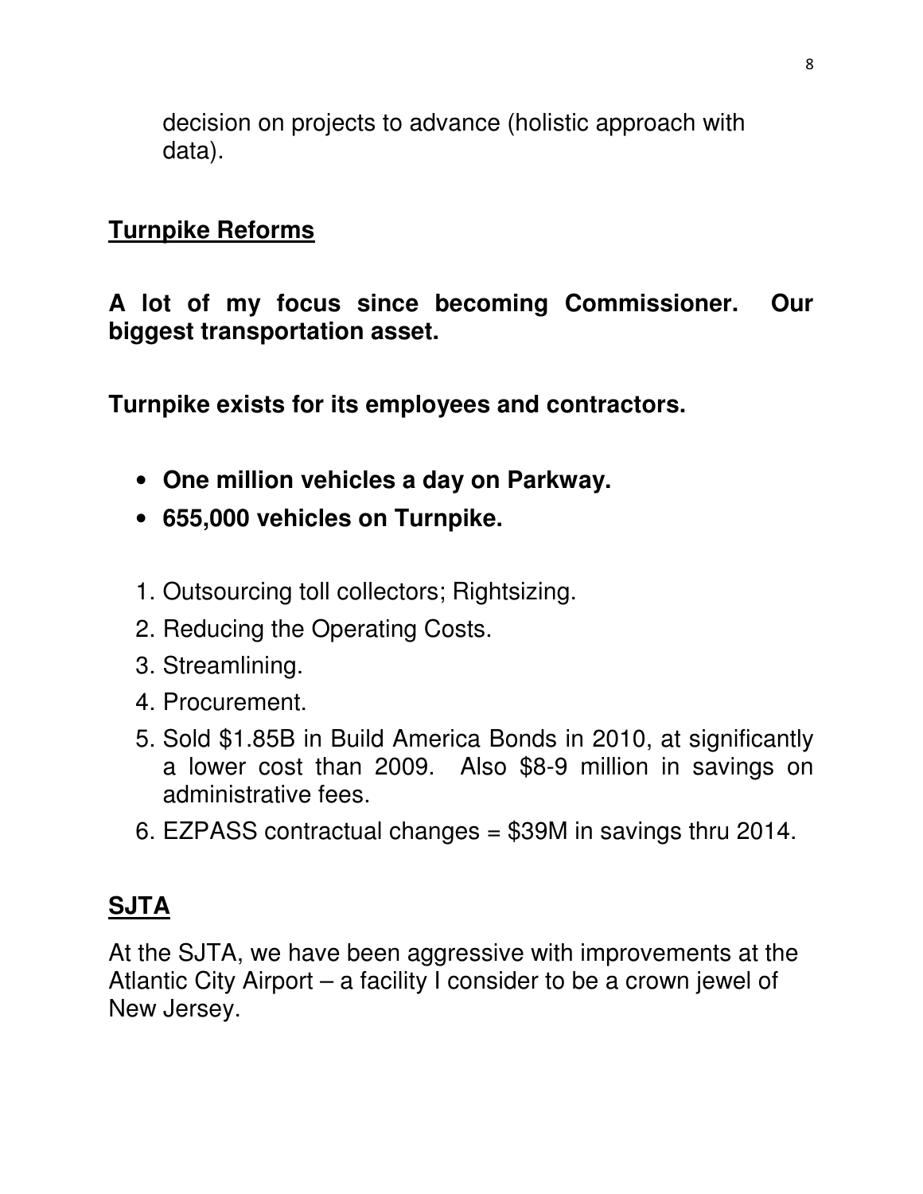decision on projects to advance (holistic approach with data).

## **Turnpike Reforms**

**A lot of my focus since becoming Commissioner. Our biggest transportation asset.**

**Turnpike exists for its employees and contractors.**

- **One million vehicles a day on Parkway.**
- **655,000 vehicles on Turnpike.**

1. Outsourcing toll collectors; Rightsizing.
2. Reducing the Operating Costs.
3. Streamlining.
4. Procurement.
5. Sold $1.85B in Build America Bonds in 2010, at significantly a lower cost than 2009. Also $8-9 million in savings on administrative fees.
6. EZPASS contractual changes = $39M in savings thru 2014.

## **SJTA**

At the SJTA, we have been aggressive with improvements at the Atlantic City Airport – a facility I consider to be a crown jewel of New Jersey.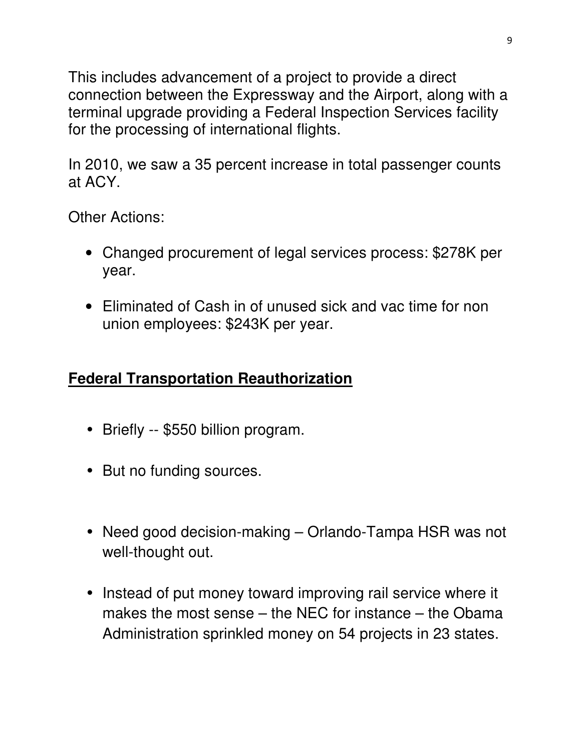This includes advancement of a project to provide a direct connection between the Expressway and the Airport, along with a terminal upgrade providing a Federal Inspection Services facility for the processing of international flights.

In 2010, we saw a 35 percent increase in total passenger counts at ACY.

Other Actions:

- Changed procurement of legal services process: $278K per year.
- Eliminated of Cash in of unused sick and vac time for non union employees: $243K per year.

## **Federal Transportation Reauthorization**

- Briefly -- $550 billion program.
- But no funding sources.
- Need good decision-making – Orlando-Tampa HSR was not well-thought out.
- Instead of put money toward improving rail service where it makes the most sense – the NEC for instance – the Obama Administration sprinkled money on 54 projects in 23 states.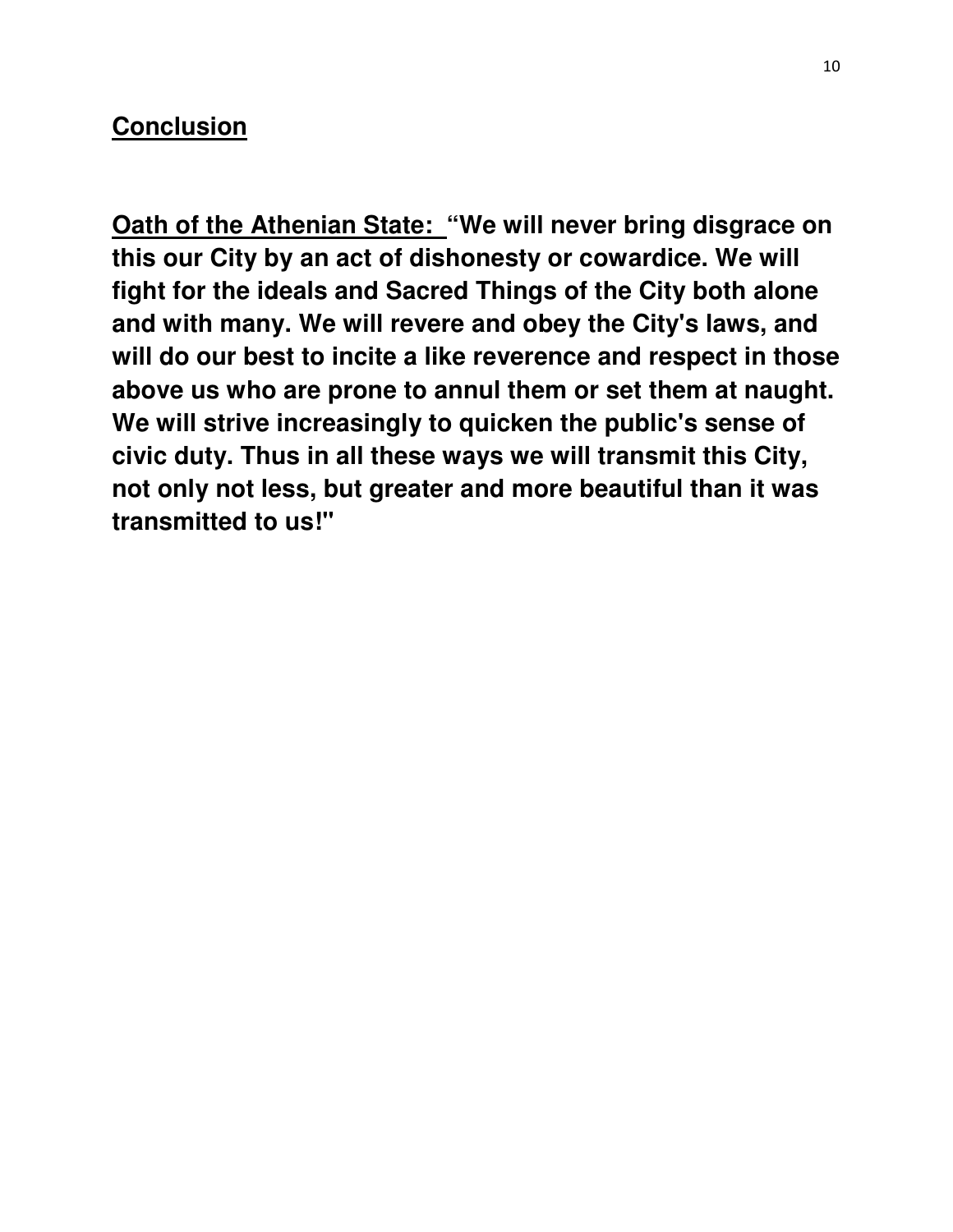## Conclusion

**Oath of the Athenian State:** **"We will never bring disgrace on this our City by an act of dishonesty or cowardice. We will fight for the ideals and Sacred Things of the City both alone and with many. We will revere and obey the City's laws, and will do our best to incite a like reverence and respect in those above us who are prone to annul them or set them at naught. We will strive increasingly to quicken the public's sense of civic duty. Thus in all these ways we will transmit this City, not only not less, but greater and more beautiful than it was transmitted to us!"**